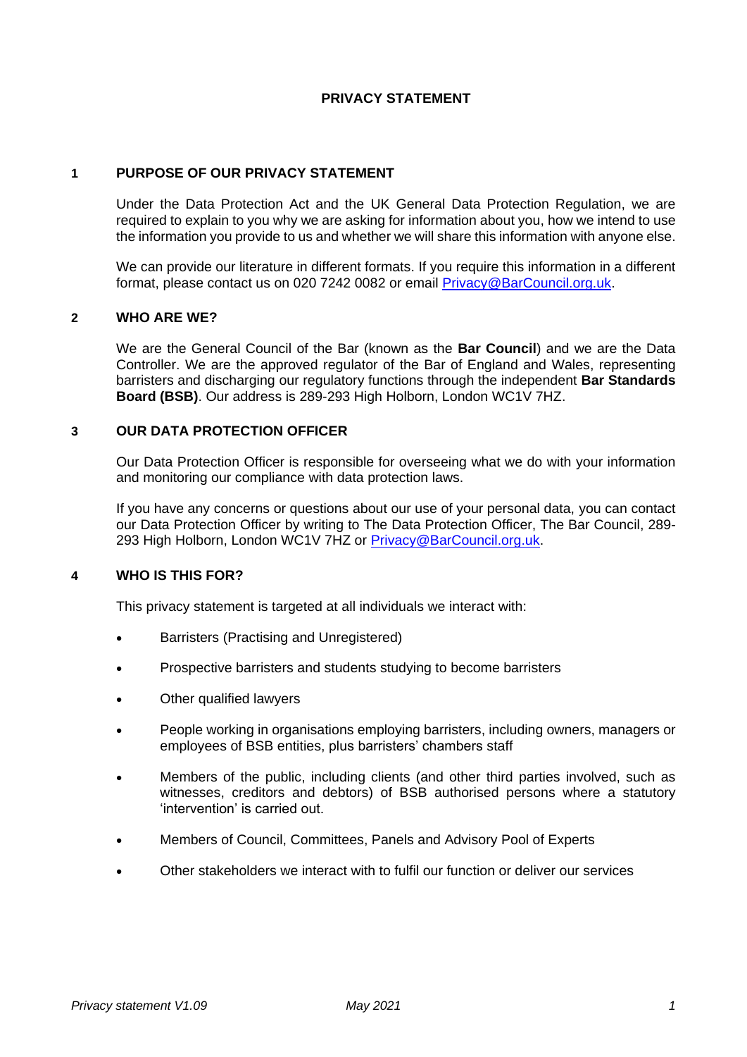# PRIVACY STATEMENT

## 1 PURPOSE OF OUR PRIVACY STATEMENT

Under the Data Protection Act and the UK General Data Protection Regulation, we are required to explain to you why we are asking for information about you, how we intend to use the information you provide to us and whether we will share this information with anyone else.

We can provide our literature in different formats. If you require this information in a different format, please contact us on 020 7242 0082 or email [Privacy@BarCouncil.org.uk](mailto:Privacy@BarCouncil.org.uk).

## 2 WHO ARE WE?

We are the General Council of the Bar (known as the **Bar Council**) and we are the Data Controller. We are the approved regulator of the Bar of England and Wales, representing barristers and discharging our regulatory functions through the independent **Bar Standards Board (BSB)**. Our address is 289-293 High Holborn, London WC1V 7HZ.

## 3 OUR DATA PROTECTION OFFICER

Our Data Protection Officer is responsible for overseeing what we do with your information and monitoring our compliance with data protection laws.

If you have any concerns or questions about our use of your personal data, you can contact our Data Protection Officer by writing to The Data Protection Officer, The Bar Council, 289-293 High Holborn, London WC1V 7HZ or [Privacy@BarCouncil.org.uk](mailto:Privacy@BarCouncil.org.uk).

## 4 WHO IS THIS FOR?

This privacy statement is targeted at all individuals we interact with:

- Barristers (Practising and Unregistered)
- Prospective barristers and students studying to become barristers
- Other qualified lawyers
- People working in organisations employing barristers, including owners, managers or employees of BSB entities, plus barristers' chambers staff
- Members of the public, including clients (and other third parties involved, such as witnesses, creditors and debtors) of BSB authorised persons where a statutory 'intervention' is carried out.
- Members of Council, Committees, Panels and Advisory Pool of Experts
- Other stakeholders we interact with to fulfil our function or deliver our services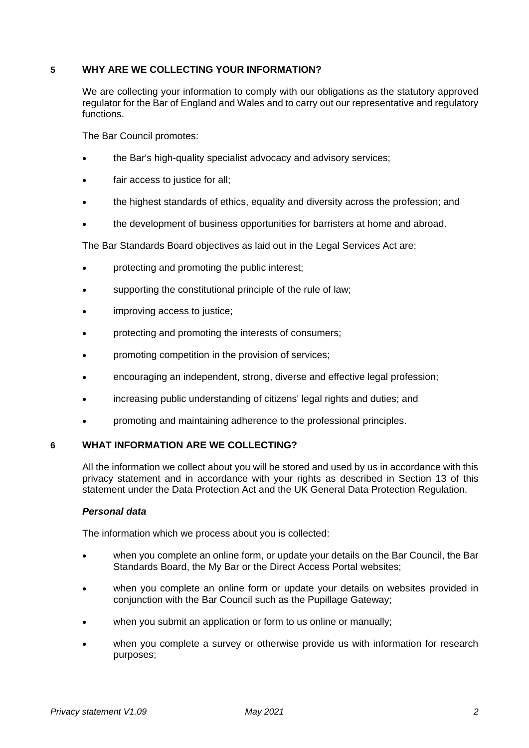## 5 WHY ARE WE COLLECTING YOUR INFORMATION?

We are collecting your information to comply with our obligations as the statutory approved regulator for the Bar of England and Wales and to carry out our representative and regulatory functions.

The Bar Council promotes:

- the Bar's high-quality specialist advocacy and advisory services;
- fair access to justice for all;
- the highest standards of ethics, equality and diversity across the profession; and
- the development of business opportunities for barristers at home and abroad.

The Bar Standards Board objectives as laid out in the Legal Services Act are:

- protecting and promoting the public interest;
- supporting the constitutional principle of the rule of law;
- improving access to justice;
- protecting and promoting the interests of consumers;
- promoting competition in the provision of services;
- encouraging an independent, strong, diverse and effective legal profession;
- increasing public understanding of citizens' legal rights and duties; and
- promoting and maintaining adherence to the professional principles.

## 6 WHAT INFORMATION ARE WE COLLECTING?

All the information we collect about you will be stored and used by us in accordance with this privacy statement and in accordance with your rights as described in Section 13 of this statement under the Data Protection Act and the UK General Data Protection Regulation.

***Personal data***

The information which we process about you is collected:

- when you complete an online form, or update your details on the Bar Council, the Bar Standards Board, the My Bar or the Direct Access Portal websites;
- when you complete an online form or update your details on websites provided in conjunction with the Bar Council such as the Pupillage Gateway;
- when you submit an application or form to us online or manually;
- when you complete a survey or otherwise provide us with information for research purposes;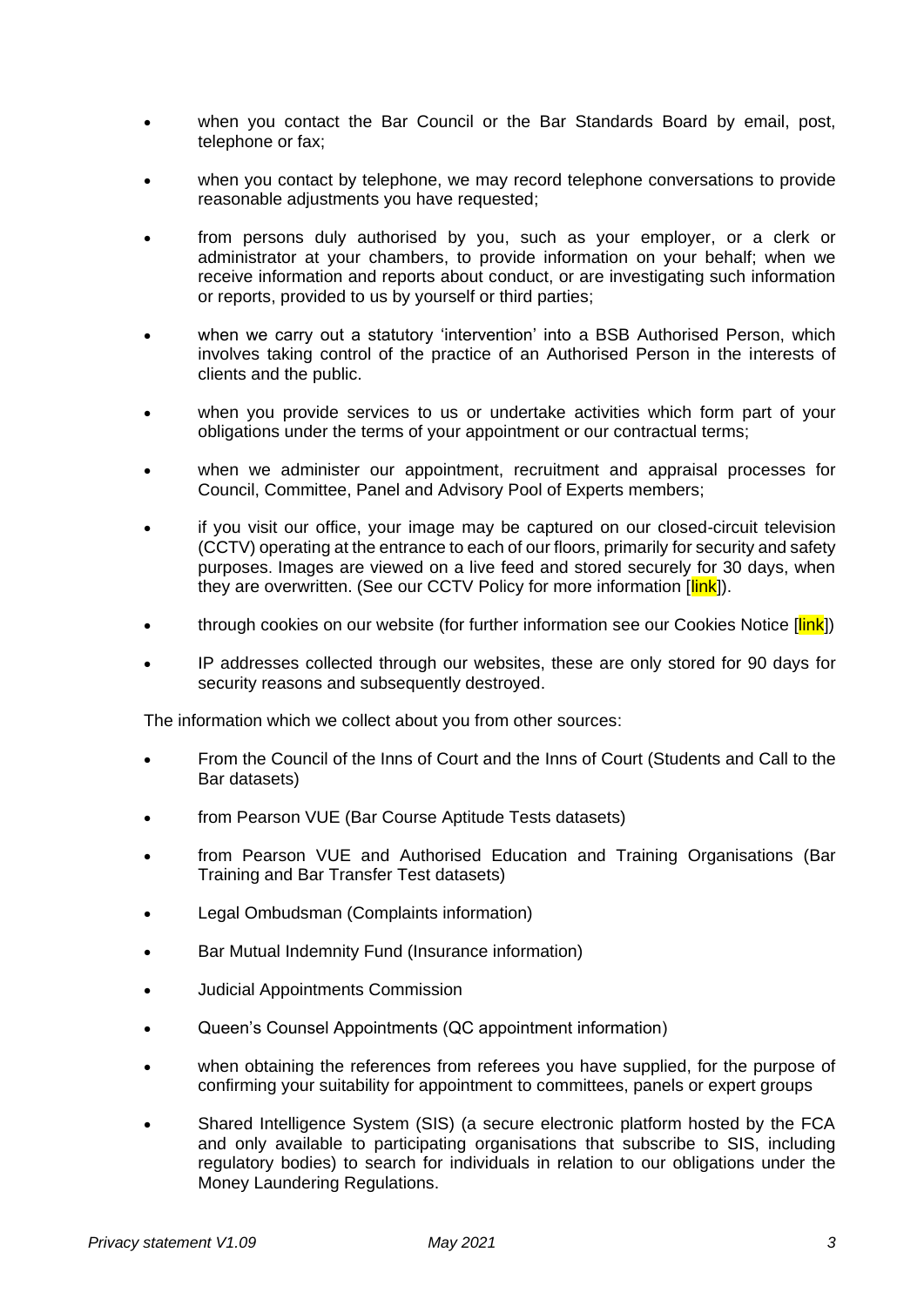- when you contact the Bar Council or the Bar Standards Board by email, post, telephone or fax;
- when you contact by telephone, we may record telephone conversations to provide reasonable adjustments you have requested;
- from persons duly authorised by you, such as your employer, or a clerk or administrator at your chambers, to provide information on your behalf; when we receive information and reports about conduct, or are investigating such information or reports, provided to us by yourself or third parties;
- when we carry out a statutory 'intervention' into a BSB Authorised Person, which involves taking control of the practice of an Authorised Person in the interests of clients and the public.
- when you provide services to us or undertake activities which form part of your obligations under the terms of your appointment or our contractual terms;
- when we administer our appointment, recruitment and appraisal processes for Council, Committee, Panel and Advisory Pool of Experts members;
- if you visit our office, your image may be captured on our closed-circuit television (CCTV) operating at the entrance to each of our floors, primarily for security and safety purposes. Images are viewed on a live feed and stored securely for 30 days, when they are overwritten. (See our CCTV Policy for more information [link]).
- through cookies on our website (for further information see our Cookies Notice [link])
- IP addresses collected through our websites, these are only stored for 90 days for security reasons and subsequently destroyed.

The information which we collect about you from other sources:

- From the Council of the Inns of Court and the Inns of Court (Students and Call to the Bar datasets)
- from Pearson VUE (Bar Course Aptitude Tests datasets)
- from Pearson VUE and Authorised Education and Training Organisations (Bar Training and Bar Transfer Test datasets)
- Legal Ombudsman (Complaints information)
- Bar Mutual Indemnity Fund (Insurance information)
- Judicial Appointments Commission
- Queen's Counsel Appointments (QC appointment information)
- when obtaining the references from referees you have supplied, for the purpose of confirming your suitability for appointment to committees, panels or expert groups
- Shared Intelligence System (SIS) (a secure electronic platform hosted by the FCA and only available to participating organisations that subscribe to SIS, including regulatory bodies) to search for individuals in relation to our obligations under the Money Laundering Regulations.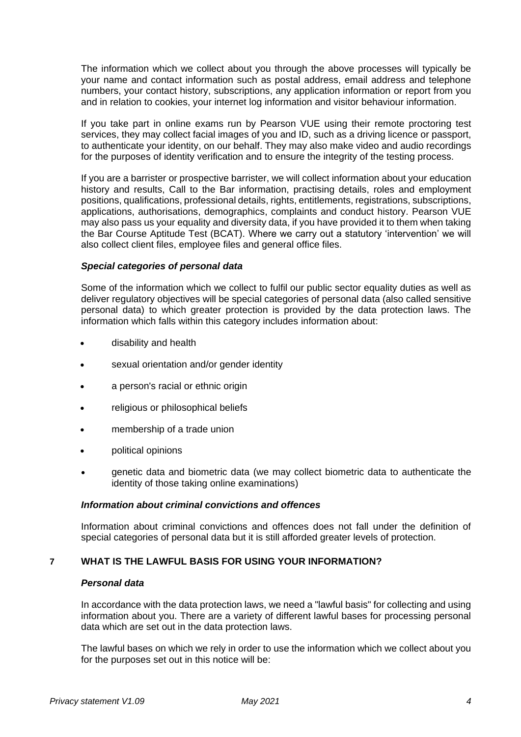The information which we collect about you through the above processes will typically be your name and contact information such as postal address, email address and telephone numbers, your contact history, subscriptions, any application information or report from you and in relation to cookies, your internet log information and visitor behaviour information.

If you take part in online exams run by Pearson VUE using their remote proctoring test services, they may collect facial images of you and ID, such as a driving licence or passport, to authenticate your identity, on our behalf. They may also make video and audio recordings for the purposes of identity verification and to ensure the integrity of the testing process.

If you are a barrister or prospective barrister, we will collect information about your education history and results, Call to the Bar information, practising details, roles and employment positions, qualifications, professional details, rights, entitlements, registrations, subscriptions, applications, authorisations, demographics, complaints and conduct history. Pearson VUE may also pass us your equality and diversity data, if you have provided it to them when taking the Bar Course Aptitude Test (BCAT). Where we carry out a statutory 'intervention' we will also collect client files, employee files and general office files.

***Special categories of personal data***

Some of the information which we collect to fulfil our public sector equality duties as well as deliver regulatory objectives will be special categories of personal data (also called sensitive personal data) to which greater protection is provided by the data protection laws. The information which falls within this category includes information about:

- disability and health
- sexual orientation and/or gender identity
- a person's racial or ethnic origin
- religious or philosophical beliefs
- membership of a trade union
- political opinions
- genetic data and biometric data (we may collect biometric data to authenticate the identity of those taking online examinations)

***Information about criminal convictions and offences***

Information about criminal convictions and offences does not fall under the definition of special categories of personal data but it is still afforded greater levels of protection.

## 7 WHAT IS THE LAWFUL BASIS FOR USING YOUR INFORMATION?

***Personal data***

In accordance with the data protection laws, we need a "lawful basis" for collecting and using information about you. There are a variety of different lawful bases for processing personal data which are set out in the data protection laws.

The lawful bases on which we rely in order to use the information which we collect about you for the purposes set out in this notice will be: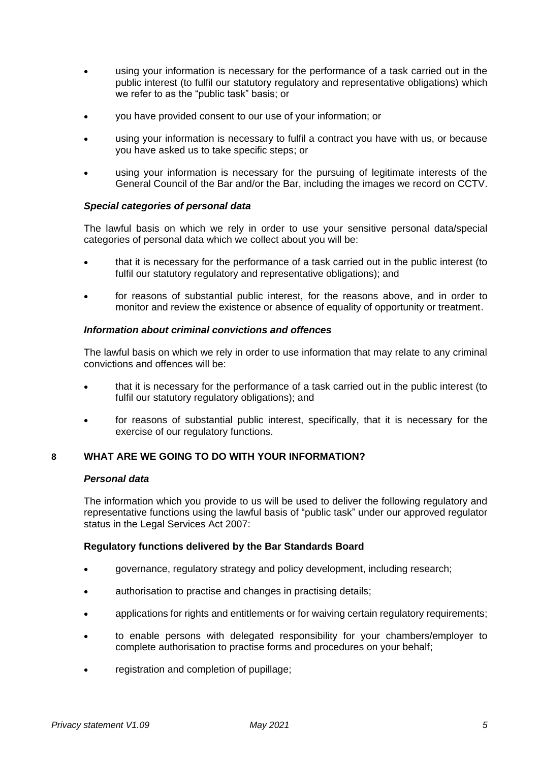- using your information is necessary for the performance of a task carried out in the public interest (to fulfil our statutory regulatory and representative obligations) which we refer to as the "public task" basis; or
- you have provided consent to our use of your information; or
- using your information is necessary to fulfil a contract you have with us, or because you have asked us to take specific steps; or
- using your information is necessary for the pursuing of legitimate interests of the General Council of the Bar and/or the Bar, including the images we record on CCTV.

***Special categories of personal data***

The lawful basis on which we rely in order to use your sensitive personal data/special categories of personal data which we collect about you will be:

- that it is necessary for the performance of a task carried out in the public interest (to fulfil our statutory regulatory and representative obligations); and
- for reasons of substantial public interest, for the reasons above, and in order to monitor and review the existence or absence of equality of opportunity or treatment.

***Information about criminal convictions and offences***

The lawful basis on which we rely in order to use information that may relate to any criminal convictions and offences will be:

- that it is necessary for the performance of a task carried out in the public interest (to fulfil our statutory regulatory obligations); and
- for reasons of substantial public interest, specifically, that it is necessary for the exercise of our regulatory functions.

## 8 WHAT ARE WE GOING TO DO WITH YOUR INFORMATION?

***Personal data***

The information which you provide to us will be used to deliver the following regulatory and representative functions using the lawful basis of "public task" under our approved regulator status in the Legal Services Act 2007:

**Regulatory functions delivered by the Bar Standards Board**

- governance, regulatory strategy and policy development, including research;
- authorisation to practise and changes in practising details;
- applications for rights and entitlements or for waiving certain regulatory requirements;
- to enable persons with delegated responsibility for your chambers/employer to complete authorisation to practise forms and procedures on your behalf;
- registration and completion of pupillage;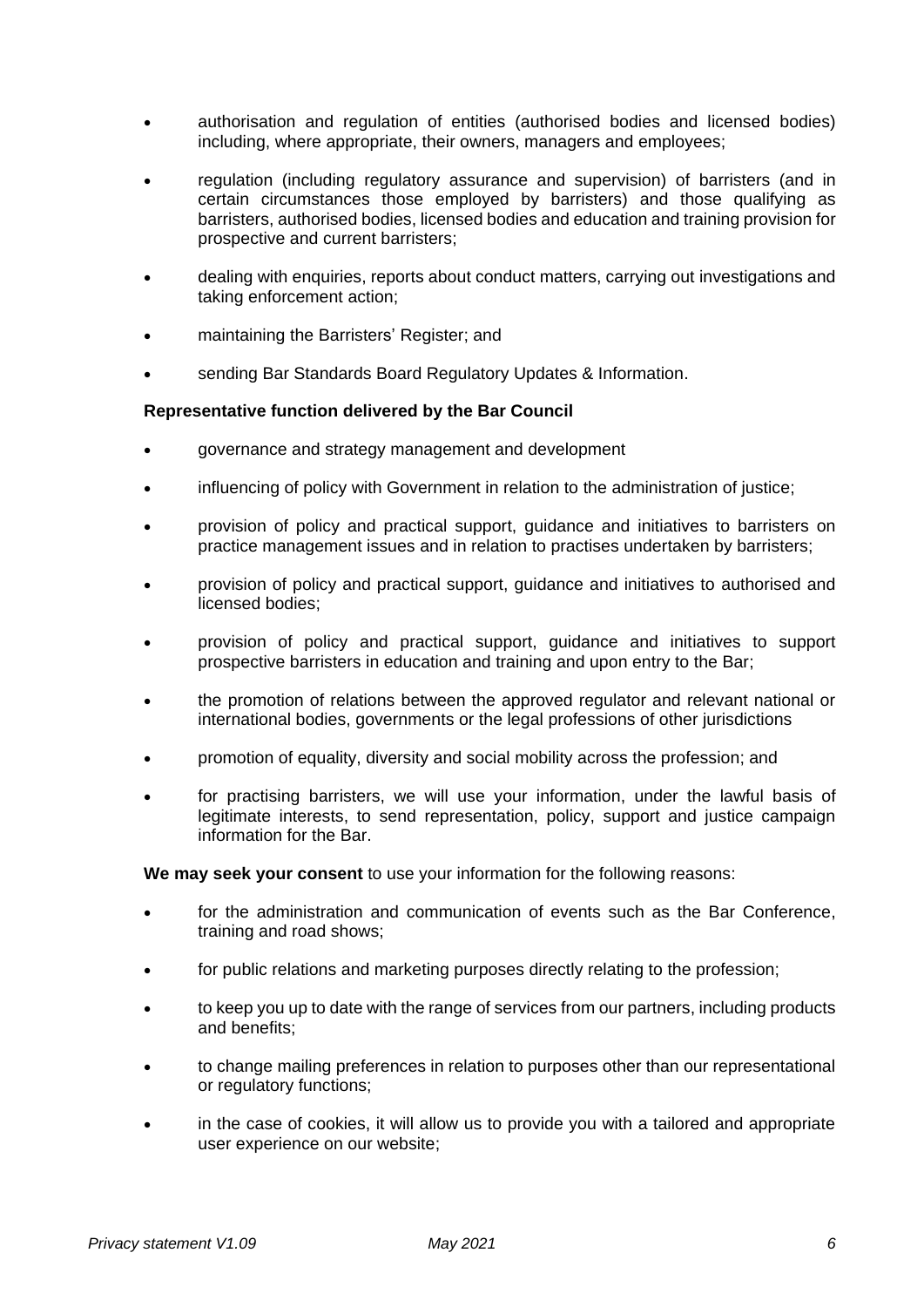- authorisation and regulation of entities (authorised bodies and licensed bodies) including, where appropriate, their owners, managers and employees;
- regulation (including regulatory assurance and supervision) of barristers (and in certain circumstances those employed by barristers) and those qualifying as barristers, authorised bodies, licensed bodies and education and training provision for prospective and current barristers;
- dealing with enquiries, reports about conduct matters, carrying out investigations and taking enforcement action;
- maintaining the Barristers' Register; and
- sending Bar Standards Board Regulatory Updates & Information.

**Representative function delivered by the Bar Council**

- governance and strategy management and development
- influencing of policy with Government in relation to the administration of justice;
- provision of policy and practical support, guidance and initiatives to barristers on practice management issues and in relation to practises undertaken by barristers;
- provision of policy and practical support, guidance and initiatives to authorised and licensed bodies;
- provision of policy and practical support, guidance and initiatives to support prospective barristers in education and training and upon entry to the Bar;
- the promotion of relations between the approved regulator and relevant national or international bodies, governments or the legal professions of other jurisdictions
- promotion of equality, diversity and social mobility across the profession; and
- for practising barristers, we will use your information, under the lawful basis of legitimate interests, to send representation, policy, support and justice campaign information for the Bar.

**We may seek your consent** to use your information for the following reasons:

- for the administration and communication of events such as the Bar Conference, training and road shows;
- for public relations and marketing purposes directly relating to the profession;
- to keep you up to date with the range of services from our partners, including products and benefits;
- to change mailing preferences in relation to purposes other than our representational or regulatory functions;
- in the case of cookies, it will allow us to provide you with a tailored and appropriate user experience on our website;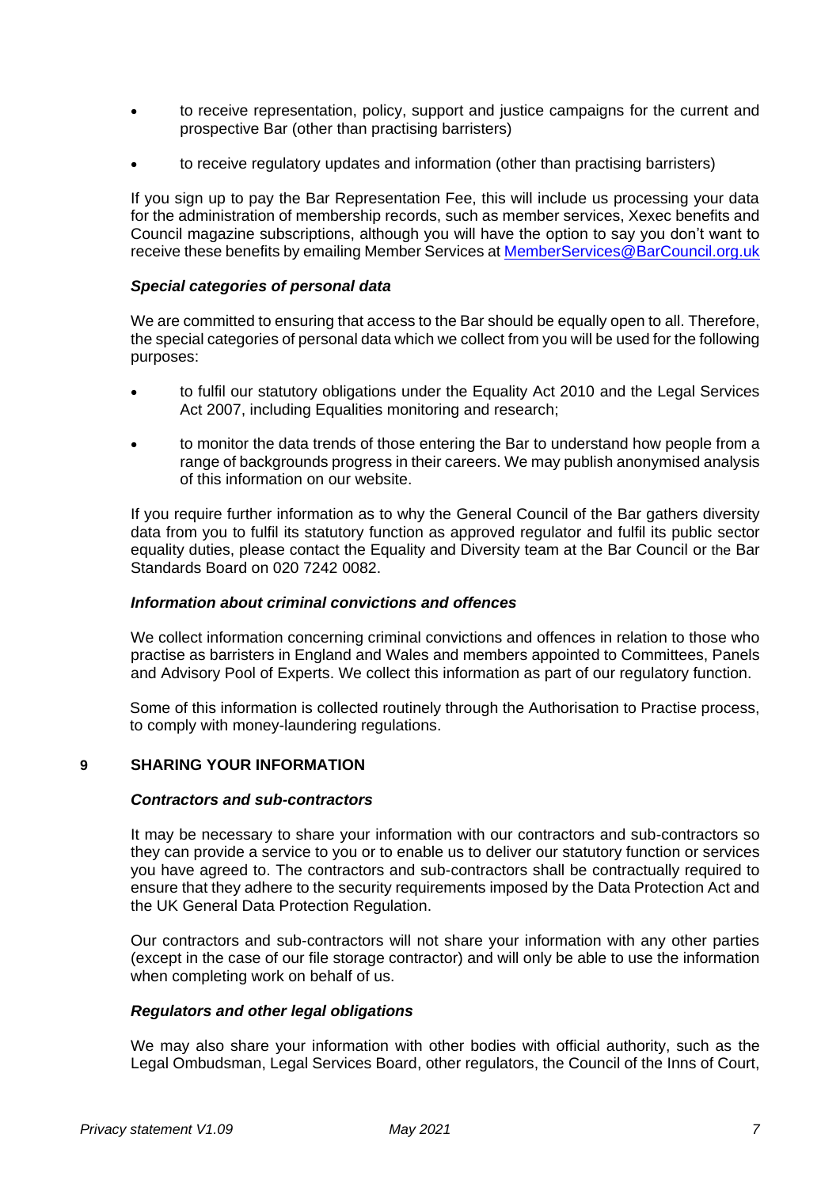- to receive representation, policy, support and justice campaigns for the current and prospective Bar (other than practising barristers)
- to receive regulatory updates and information (other than practising barristers)

If you sign up to pay the Bar Representation Fee, this will include us processing your data for the administration of membership records, such as member services, Xexec benefits and Council magazine subscriptions, although you will have the option to say you don't want to receive these benefits by emailing Member Services at MemberServices@BarCouncil.org.uk

***Special categories of personal data***

We are committed to ensuring that access to the Bar should be equally open to all. Therefore, the special categories of personal data which we collect from you will be used for the following purposes:

- to fulfil our statutory obligations under the Equality Act 2010 and the Legal Services Act 2007, including Equalities monitoring and research;
- to monitor the data trends of those entering the Bar to understand how people from a range of backgrounds progress in their careers. We may publish anonymised analysis of this information on our website.

If you require further information as to why the General Council of the Bar gathers diversity data from you to fulfil its statutory function as approved regulator and fulfil its public sector equality duties, please contact the Equality and Diversity team at the Bar Council or the Bar Standards Board on 020 7242 0082.

***Information about criminal convictions and offences***

We collect information concerning criminal convictions and offences in relation to those who practise as barristers in England and Wales and members appointed to Committees, Panels and Advisory Pool of Experts. We collect this information as part of our regulatory function.

Some of this information is collected routinely through the Authorisation to Practise process, to comply with money-laundering regulations.

## 9 SHARING YOUR INFORMATION

***Contractors and sub-contractors***

It may be necessary to share your information with our contractors and sub-contractors so they can provide a service to you or to enable us to deliver our statutory function or services you have agreed to. The contractors and sub-contractors shall be contractually required to ensure that they adhere to the security requirements imposed by the Data Protection Act and the UK General Data Protection Regulation.

Our contractors and sub-contractors will not share your information with any other parties (except in the case of our file storage contractor) and will only be able to use the information when completing work on behalf of us.

***Regulators and other legal obligations***

We may also share your information with other bodies with official authority, such as the Legal Ombudsman, Legal Services Board, other regulators, the Council of the Inns of Court,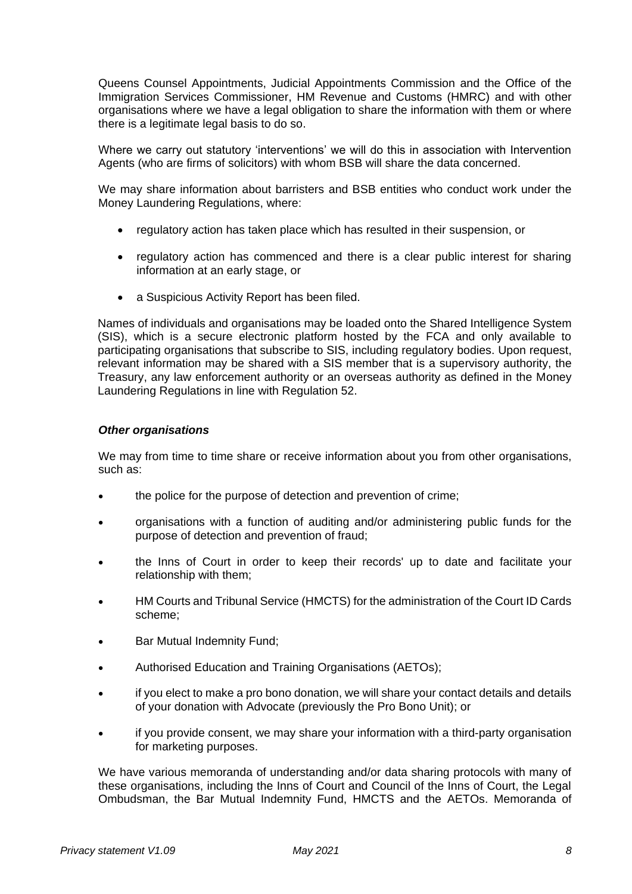Queens Counsel Appointments, Judicial Appointments Commission and the Office of the Immigration Services Commissioner, HM Revenue and Customs (HMRC) and with other organisations where we have a legal obligation to share the information with them or where there is a legitimate legal basis to do so.

Where we carry out statutory 'interventions' we will do this in association with Intervention Agents (who are firms of solicitors) with whom BSB will share the data concerned.

We may share information about barristers and BSB entities who conduct work under the Money Laundering Regulations, where:

- regulatory action has taken place which has resulted in their suspension, or
- regulatory action has commenced and there is a clear public interest for sharing information at an early stage, or
- a Suspicious Activity Report has been filed.

Names of individuals and organisations may be loaded onto the Shared Intelligence System (SIS), which is a secure electronic platform hosted by the FCA and only available to participating organisations that subscribe to SIS, including regulatory bodies. Upon request, relevant information may be shared with a SIS member that is a supervisory authority, the Treasury, any law enforcement authority or an overseas authority as defined in the Money Laundering Regulations in line with Regulation 52.

***Other organisations***

We may from time to time share or receive information about you from other organisations, such as:

- the police for the purpose of detection and prevention of crime;
- organisations with a function of auditing and/or administering public funds for the purpose of detection and prevention of fraud;
- the Inns of Court in order to keep their records' up to date and facilitate your relationship with them;
- HM Courts and Tribunal Service (HMCTS) for the administration of the Court ID Cards scheme;
- Bar Mutual Indemnity Fund;
- Authorised Education and Training Organisations (AETOs);
- if you elect to make a pro bono donation, we will share your contact details and details of your donation with Advocate (previously the Pro Bono Unit); or
- if you provide consent, we may share your information with a third-party organisation for marketing purposes.

We have various memoranda of understanding and/or data sharing protocols with many of these organisations, including the Inns of Court and Council of the Inns of Court, the Legal Ombudsman, the Bar Mutual Indemnity Fund, HMCTS and the AETOs. Memoranda of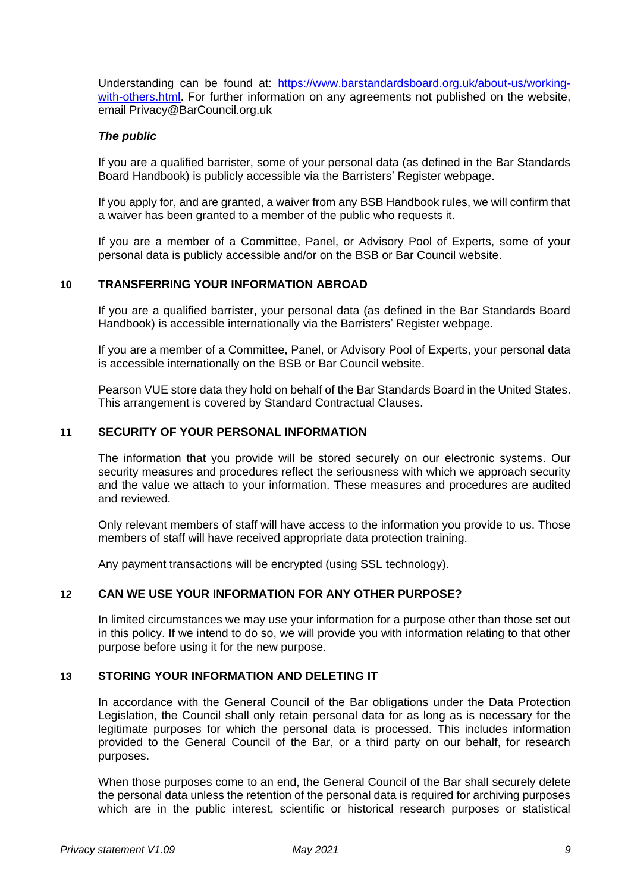Understanding can be found at: [https://www.barstandardsboard.org.uk/about-us/working-with-others.html](https://www.barstandardsboard.org.uk/about-us/working-with-others.html). For further information on any agreements not published on the website, email Privacy@BarCouncil.org.uk

***The public***

If you are a qualified barrister, some of your personal data (as defined in the Bar Standards Board Handbook) is publicly accessible via the Barristers' Register webpage.

If you apply for, and are granted, a waiver from any BSB Handbook rules, we will confirm that a waiver has been granted to a member of the public who requests it.

If you are a member of a Committee, Panel, or Advisory Pool of Experts, some of your personal data is publicly accessible and/or on the BSB or Bar Council website.

## 10 TRANSFERRING YOUR INFORMATION ABROAD

If you are a qualified barrister, your personal data (as defined in the Bar Standards Board Handbook) is accessible internationally via the Barristers' Register webpage.

If you are a member of a Committee, Panel, or Advisory Pool of Experts, your personal data is accessible internationally on the BSB or Bar Council website.

Pearson VUE store data they hold on behalf of the Bar Standards Board in the United States. This arrangement is covered by Standard Contractual Clauses.

## 11 SECURITY OF YOUR PERSONAL INFORMATION

The information that you provide will be stored securely on our electronic systems. Our security measures and procedures reflect the seriousness with which we approach security and the value we attach to your information. These measures and procedures are audited and reviewed.

Only relevant members of staff will have access to the information you provide to us. Those members of staff will have received appropriate data protection training.

Any payment transactions will be encrypted (using SSL technology).

## 12 CAN WE USE YOUR INFORMATION FOR ANY OTHER PURPOSE?

In limited circumstances we may use your information for a purpose other than those set out in this policy. If we intend to do so, we will provide you with information relating to that other purpose before using it for the new purpose.

## 13 STORING YOUR INFORMATION AND DELETING IT

In accordance with the General Council of the Bar obligations under the Data Protection Legislation, the Council shall only retain personal data for as long as is necessary for the legitimate purposes for which the personal data is processed. This includes information provided to the General Council of the Bar, or a third party on our behalf, for research purposes.

When those purposes come to an end, the General Council of the Bar shall securely delete the personal data unless the retention of the personal data is required for archiving purposes which are in the public interest, scientific or historical research purposes or statistical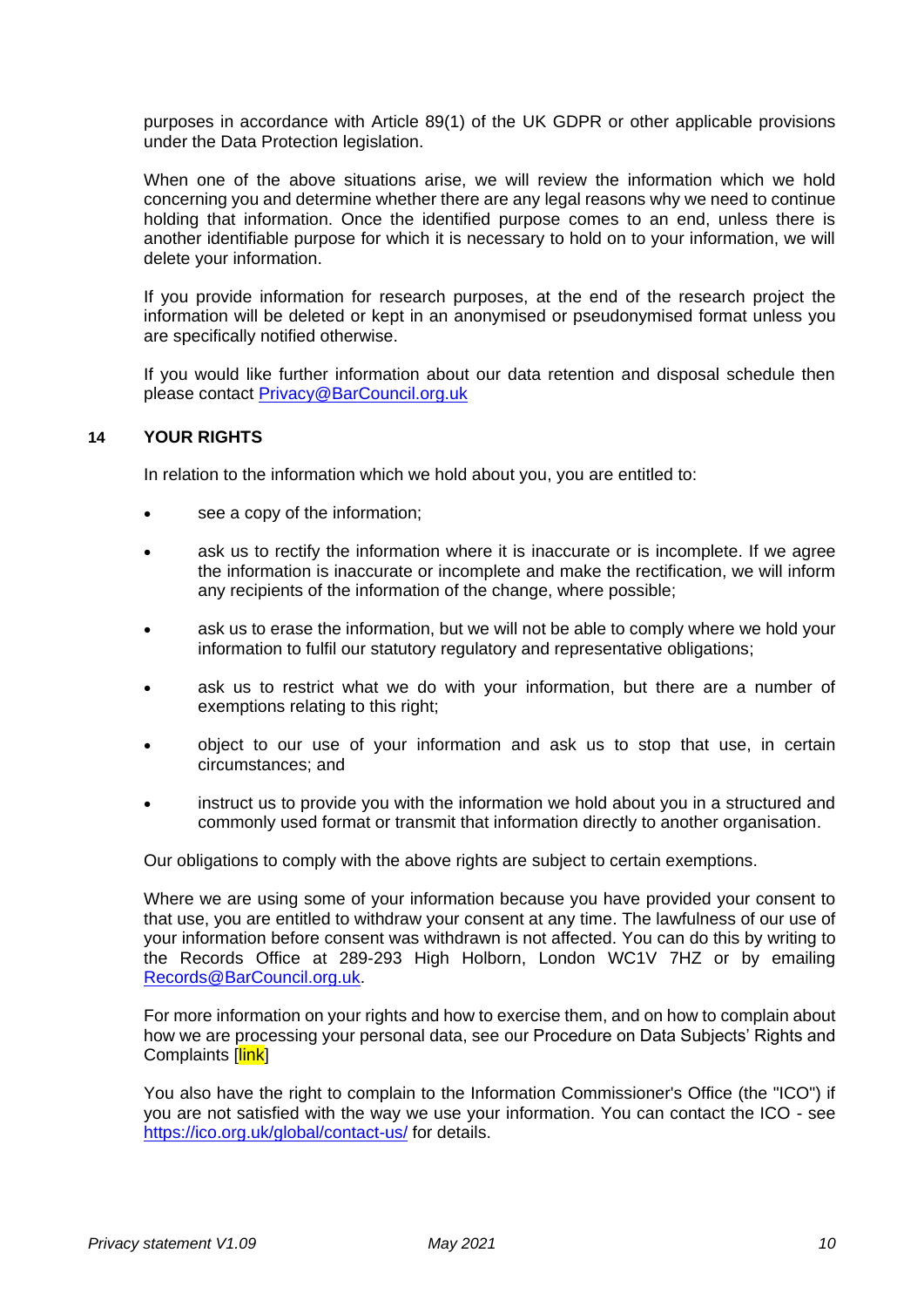purposes in accordance with Article 89(1) of the UK GDPR or other applicable provisions under the Data Protection legislation.

When one of the above situations arise, we will review the information which we hold concerning you and determine whether there are any legal reasons why we need to continue holding that information. Once the identified purpose comes to an end, unless there is another identifiable purpose for which it is necessary to hold on to your information, we will delete your information.

If you provide information for research purposes, at the end of the research project the information will be deleted or kept in an anonymised or pseudonymised format unless you are specifically notified otherwise.

If you would like further information about our data retention and disposal schedule then please contact Privacy@BarCouncil.org.uk

## 14 YOUR RIGHTS

In relation to the information which we hold about you, you are entitled to:

- see a copy of the information;
- ask us to rectify the information where it is inaccurate or is incomplete. If we agree the information is inaccurate or incomplete and make the rectification, we will inform any recipients of the information of the change, where possible;
- ask us to erase the information, but we will not be able to comply where we hold your information to fulfil our statutory regulatory and representative obligations;
- ask us to restrict what we do with your information, but there are a number of exemptions relating to this right;
- object to our use of your information and ask us to stop that use, in certain circumstances; and
- instruct us to provide you with the information we hold about you in a structured and commonly used format or transmit that information directly to another organisation.

Our obligations to comply with the above rights are subject to certain exemptions.

Where we are using some of your information because you have provided your consent to that use, you are entitled to withdraw your consent at any time. The lawfulness of our use of your information before consent was withdrawn is not affected. You can do this by writing to the Records Office at 289-293 High Holborn, London WC1V 7HZ or by emailing Records@BarCouncil.org.uk.

For more information on your rights and how to exercise them, and on how to complain about how we are processing your personal data, see our Procedure on Data Subjects' Rights and Complaints [link]

You also have the right to complain to the Information Commissioner's Office (the "ICO") if you are not satisfied with the way we use your information. You can contact the ICO - see https://ico.org.uk/global/contact-us/ for details.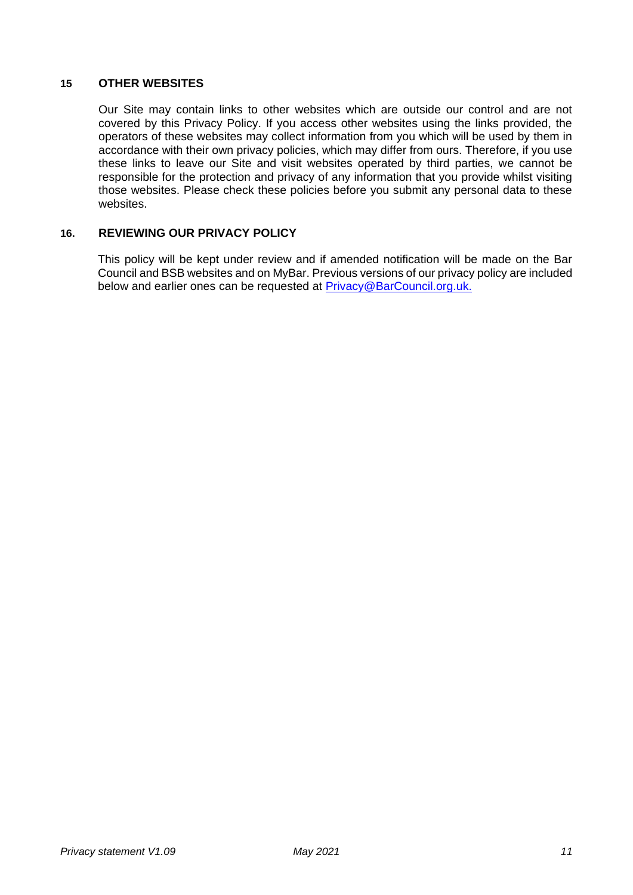## 15 OTHER WEBSITES

Our Site may contain links to other websites which are outside our control and are not covered by this Privacy Policy. If you access other websites using the links provided, the operators of these websites may collect information from you which will be used by them in accordance with their own privacy policies, which may differ from ours. Therefore, if you use these links to leave our Site and visit websites operated by third parties, we cannot be responsible for the protection and privacy of any information that you provide whilst visiting those websites. Please check these policies before you submit any personal data to these websites.

## 16. REVIEWING OUR PRIVACY POLICY

This policy will be kept under review and if amended notification will be made on the Bar Council and BSB websites and on MyBar. Previous versions of our privacy policy are included below and earlier ones can be requested at [Privacy@BarCouncil.org.uk.](mailto:Privacy@BarCouncil.org.uk)